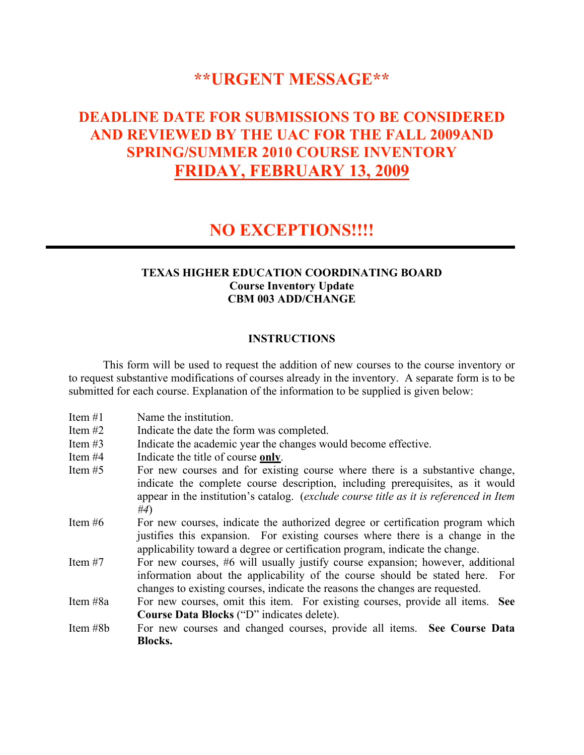# **URGENT MESSAGE**

## DEADLINE DATE FOR SUBMISSIONS TO BE CONSIDERED AND REVIEWED BY THE UAC FOR THE FALL 2009AND SPRING/SUMMER 2010 COURSE INVENTORY

## <u>FRIDAY, FEBRUARY 13, 2009</u>

## NO EXCEPTIONS!!!!

---

**TEXAS HIGHER EDUCATION COORDINATING BOARD**
**Course Inventory Update**
**CBM 003 ADD/CHANGE**

### INSTRUCTIONS

This form will be used to request the addition of new courses to the course inventory or to request substantive modifications of courses already in the inventory. A separate form is to be submitted for each course. Explanation of the information to be supplied is given below:

Item #1 Name the institution.

Item #2 Indicate the date the form was completed.

Item #3 Indicate the academic year the changes would become effective.

Item #4 Indicate the title of course **<u>only</u>**.

Item #5 For new courses and for existing course where there is a substantive change, indicate the complete course description, including prerequisites, as it would appear in the institution's catalog. (*exclude course title as it is referenced in Item #4*)

Item #6 For new courses, indicate the authorized degree or certification program which justifies this expansion. For existing courses where there is a change in the applicability toward a degree or certification program, indicate the change.

Item #7 For new courses, #6 will usually justify course expansion; however, additional information about the applicability of the course should be stated here. For changes to existing courses, indicate the reasons the changes are requested.

Item #8a For new courses, omit this item. For existing courses, provide all items. **See Course Data Blocks** ("D" indicates delete).

Item #8b For new courses and changed courses, provide all items. **See Course Data Blocks.**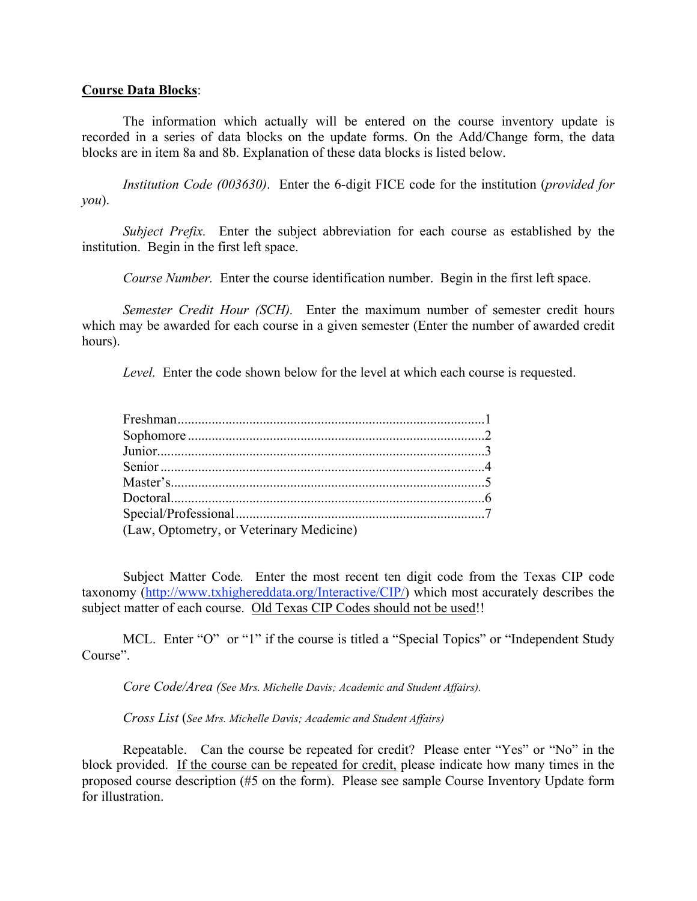**<u>Course Data Blocks</u>**:

The information which actually will be entered on the course inventory update is recorded in a series of data blocks on the update forms. On the Add/Change form, the data blocks are in item 8a and 8b. Explanation of these data blocks is listed below.

*Institution Code (003630)*. Enter the 6-digit FICE code for the institution (*provided for you*).

*Subject Prefix.* Enter the subject abbreviation for each course as established by the institution. Begin in the first left space.

*Course Number.* Enter the course identification number. Begin in the first left space.

*Semester Credit Hour (SCH).* Enter the maximum number of semester credit hours which may be awarded for each course in a given semester (Enter the number of awarded credit hours).

*Level.* Enter the code shown below for the level at which each course is requested.

Freshman........................................................................................1
Sophomore......................................................................................2
Junior...............................................................................................3
Senior..............................................................................................4
Master's...........................................................................................5
Doctoral...........................................................................................6
Special/Professional........................................................................7
(Law, Optometry, or Veterinary Medicine)

Subject Matter Code*.* Enter the most recent ten digit code from the Texas CIP code taxonomy (http://www.txhighereddata.org/Interactive/CIP/) which most accurately describes the subject matter of each course. <u>Old Texas CIP Codes should not be used</u>!!

MCL. Enter "O" or "1" if the course is titled a "Special Topics" or "Independent Study Course".

*Core Code/Area (See Mrs. Michelle Davis; Academic and Student Affairs).*

*Cross List* (*See Mrs. Michelle Davis; Academic and Student Affairs)*

Repeatable. Can the course be repeated for credit? Please enter "Yes" or "No" in the block provided. <u>If the course can be repeated for credit,</u> please indicate how many times in the proposed course description (#5 on the form). Please see sample Course Inventory Update form for illustration.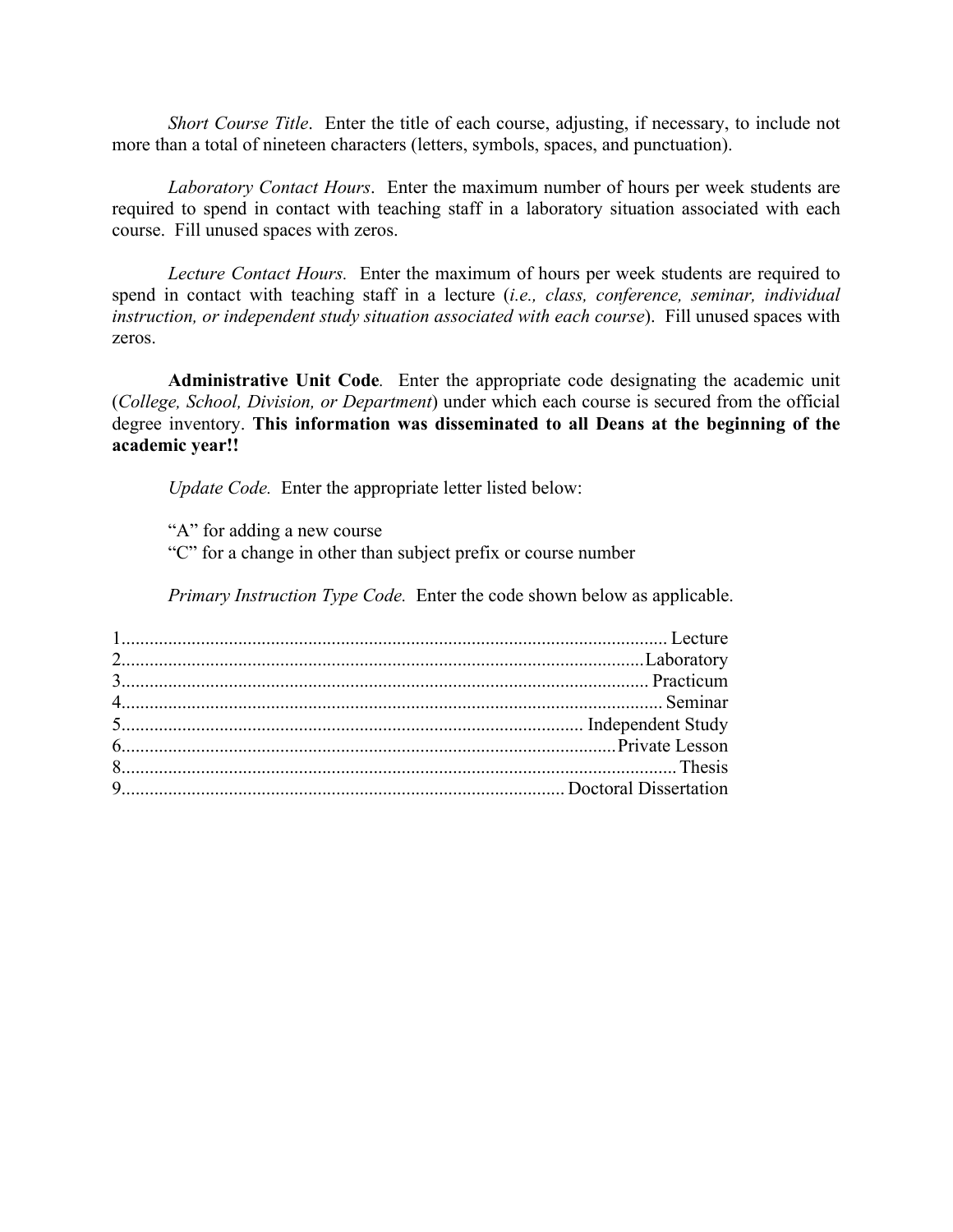*Short Course Title*. Enter the title of each course, adjusting, if necessary, to include not more than a total of nineteen characters (letters, symbols, spaces, and punctuation).

*Laboratory Contact Hours*. Enter the maximum number of hours per week students are required to spend in contact with teaching staff in a laboratory situation associated with each course. Fill unused spaces with zeros.

*Lecture Contact Hours.* Enter the maximum of hours per week students are required to spend in contact with teaching staff in a lecture (*i.e., class, conference, seminar, individual instruction, or independent study situation associated with each course*). Fill unused spaces with zeros.

**Administrative Unit Code**. Enter the appropriate code designating the academic unit (*College, School, Division, or Department*) under which each course is secured from the official degree inventory. **This information was disseminated to all Deans at the beginning of the academic year!!**

*Update Code.* Enter the appropriate letter listed below:

"A" for adding a new course
"C" for a change in other than subject prefix or course number

*Primary Instruction Type Code.* Enter the code shown below as applicable.

1.................................................................................................................. Lecture
2..............................................................................................................Laboratory
3................................................................................................................ Practicum
4.................................................................................................................. Seminar
5................................................................................................ Independent Study
6.......................................................................................................Private Lesson
8.....................................................................................................................Thesis
9............................................................................................. Doctoral Dissertation